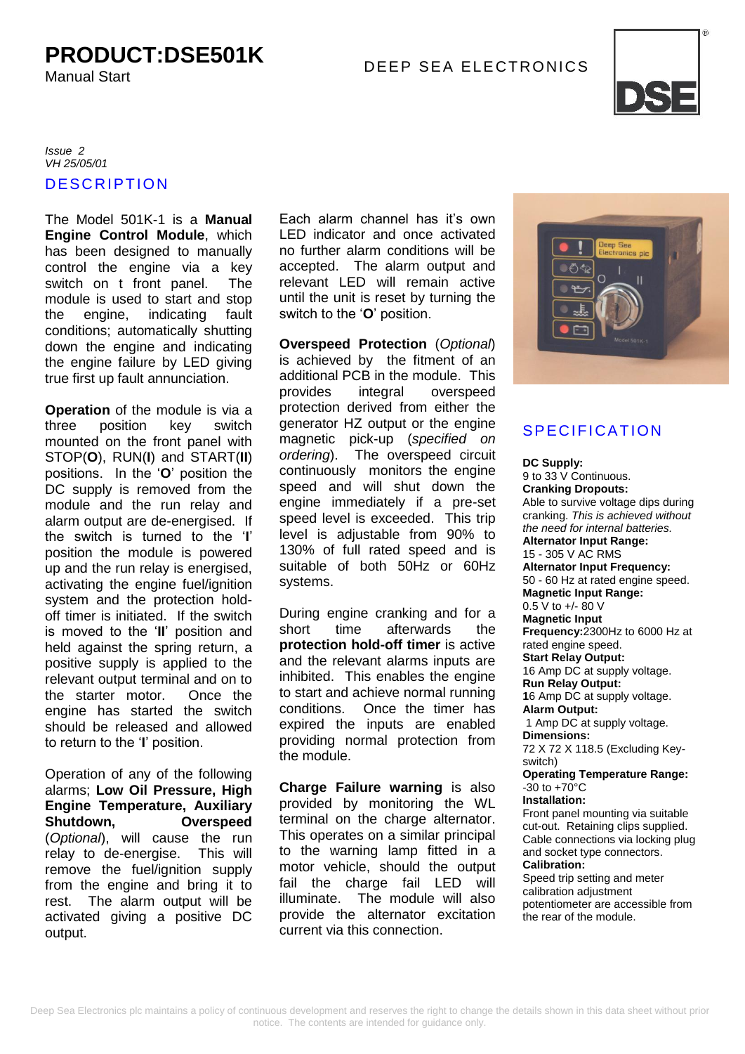# PRODUCT:DSE501K

Manual Start

DEEP SEA ELECTRONICS

*Issue 2*
*VH 25/05/01*

## DESCRIPTION

The Model 501K-1 is a **Manual Engine Control Module**, which has been designed to manually control the engine via a key switch on t front panel. The module is used to start and stop the engine, indicating fault conditions; automatically shutting down the engine and indicating the engine failure by LED giving true first up fault annunciation.

**Operation** of the module is via a three position key switch mounted on the front panel with STOP(**O**), RUN(**I**) and START(**II**) positions. In the '**O**' position the DC supply is removed from the module and the run relay and alarm output are de-energised. If the switch is turned to the '**I**' position the module is powered up and the run relay is energised, activating the engine fuel/ignition system and the protection hold-off timer is initiated. If the switch is moved to the '**II**' position and held against the spring return, a positive supply is applied to the relevant output terminal and on to the starter motor. Once the engine has started the switch should be released and allowed to return to the '**I**' position.

Operation of any of the following alarms; **Low Oil Pressure, High Engine Temperature, Auxiliary Shutdown, Overspeed** (*Optional*), will cause the run relay to de-energise. This will remove the fuel/ignition supply from the engine and bring it to rest. The alarm output will be activated giving a positive DC output.

Each alarm channel has it's own LED indicator and once activated no further alarm conditions will be accepted. The alarm output and relevant LED will remain active until the unit is reset by turning the switch to the '**O**' position.

**Overspeed Protection** (*Optional*) is achieved by the fitment of an additional PCB in the module. This provides integral overspeed protection derived from either the generator HZ output or the engine magnetic pick-up (*specified on ordering*). The overspeed circuit continuously monitors the engine speed and will shut down the engine immediately if a pre-set speed level is exceeded. This trip level is adjustable from 90% to 130% of full rated speed and is suitable of both 50Hz or 60Hz systems.

During engine cranking and for a short time afterwards the **protection hold-off timer** is active and the relevant alarms inputs are inhibited. This enables the engine to start and achieve normal running conditions. Once the timer has expired the inputs are enabled providing normal protection from the module.

**Charge Failure warning** is also provided by monitoring the WL terminal on the charge alternator. This operates on a similar principal to the warning lamp fitted in a motor vehicle, should the output fail the charge fail LED will illuminate. The module will also provide the alternator excitation current via this connection.

## SPECIFICATION

**DC Supply:**
9 to 33 V Continuous.
**Cranking Dropouts:**
Able to survive voltage dips during cranking. *This is achieved without the need for internal batteries.*
**Alternator Input Range:**
15 - 305 V AC RMS
**Alternator Input Frequency:**
50 - 60 Hz at rated engine speed.
**Magnetic Input Range:**
0.5 V to +/- 80 V
**Magnetic Input Frequency:**2300Hz to 6000 Hz at rated engine speed.
**Start Relay Output:**
16 Amp DC at supply voltage.
**Run Relay Output:**
**1**6 Amp DC at supply voltage.
**Alarm Output:**
1 Amp DC at supply voltage.
**Dimensions:**
72 X 72 X 118.5 (Excluding Key-switch)
**Operating Temperature Range:**
-30 to +70°C
**Installation:**
Front panel mounting via suitable cut-out. Retaining clips supplied. Cable connections via locking plug and socket type connectors.
**Calibration:**
Speed trip setting and meter calibration adjustment potentiometer are accessible from the rear of the module.

Deep Sea Electronics plc maintains a policy of continuous development and reserves the right to change the details shown in this data sheet without prior notice. The contents are intended for guidance only.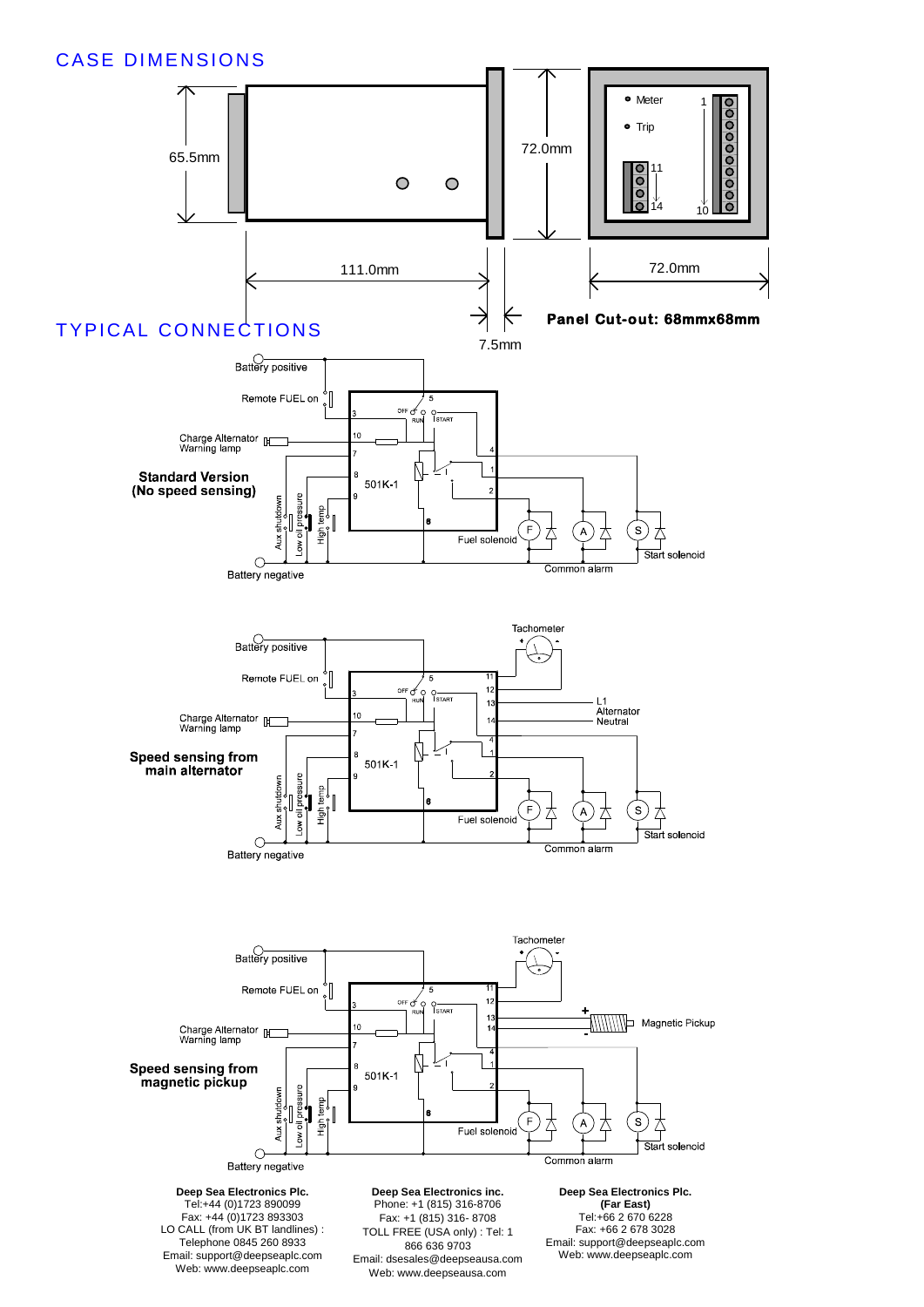## CASE DIMENSIONS

65.5mm

72.0mm

111.0mm

7.5mm

72.0mm

Meter

Trip

1

10

11

14

**Panel Cut-out: 68mmx68mm**

## TYPICAL CONNECTIONS

**Standard Version (No speed sensing)**

Battery positive

Remote FUEL on

Charge Alternator Warning lamp

Aux shutdown

Low oil pressure

High temp

Battery negative

501K-1

OFF RUN START

Fuel solenoid

Common alarm

Start solenoid

F A S

**Speed sensing from main alternator**

Tachometer

Battery positive

Remote FUEL on

Charge Alternator Warning lamp

L1 Alternator Neutral

Aux shutdown

Low oil pressure

High temp

Battery negative

501K-1

Fuel solenoid

Common alarm

Start solenoid

**Speed sensing from magnetic pickup**

Tachometer

Battery positive

Remote FUEL on

Charge Alternator Warning lamp

Magnetic Pickup

Aux shutdown

Low oil pressure

High temp

Battery negative

501K-1

Fuel solenoid

Common alarm

Start solenoid

**Deep Sea Electronics Plc.**
Tel:+44 (0)1723 890099
Fax: +44 (0)1723 893303
LO CALL (from UK BT landlines) :
Telephone 0845 260 8933
Email: support@deepseaplc.com
Web: www.deepseaplc.com

**Deep Sea Electronics inc.**
Phone: +1 (815) 316-8706
Fax: +1 (815) 316- 8708
TOLL FREE (USA only) : Tel: 1
866 636 9703
Email: dsesales@deepseausa.com
Web: www.deepseausa.com

**Deep Sea Electronics Plc.**
**(Far East)**
Tel:+66 2 670 6228
Fax: +66 2 678 3028
Email: support@deepseaplc.com
Web: www.deepseaplc.com